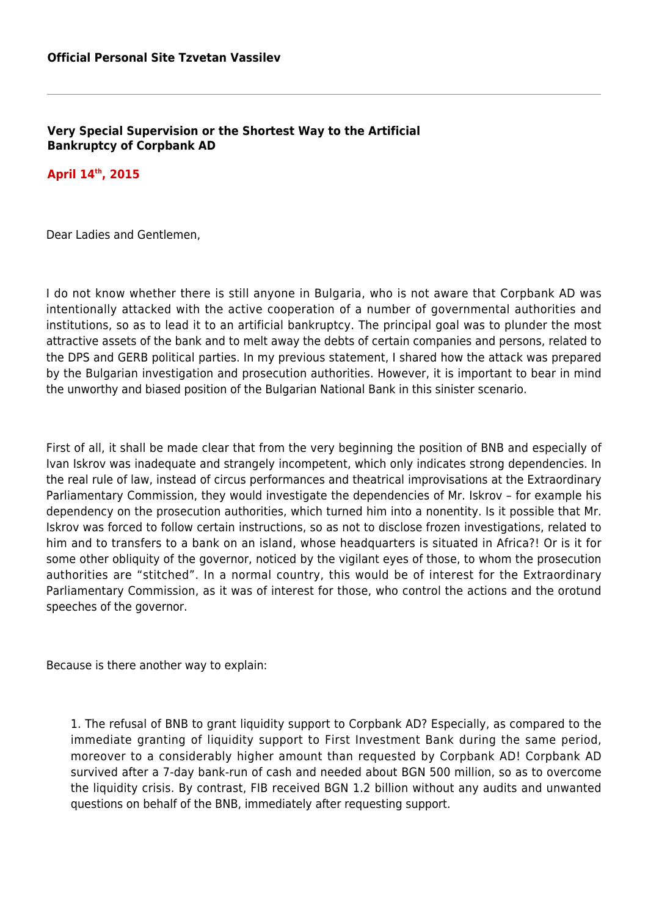**Official Personal Site Tzvetan Vassilev**

---

## Very Special Supervision or the Shortest Way to the Artificial Bankruptcy of Corpbank AD

**April 14th, 2015**

Dear Ladies and Gentlemen,

I do not know whether there is still anyone in Bulgaria, who is not aware that Corpbank AD was intentionally attacked with the active cooperation of a number of governmental authorities and institutions, so as to lead it to an artificial bankruptcy. The principal goal was to plunder the most attractive assets of the bank and to melt away the debts of certain companies and persons, related to the DPS and GERB political parties. In my previous statement, I shared how the attack was prepared by the Bulgarian investigation and prosecution authorities. However, it is important to bear in mind the unworthy and biased position of the Bulgarian National Bank in this sinister scenario.

First of all, it shall be made clear that from the very beginning the position of BNB and especially of Ivan Iskrov was inadequate and strangely incompetent, which only indicates strong dependencies. In the real rule of law, instead of circus performances and theatrical improvisations at the Extraordinary Parliamentary Commission, they would investigate the dependencies of Mr. Iskrov – for example his dependency on the prosecution authorities, which turned him into a nonentity. Is it possible that Mr. Iskrov was forced to follow certain instructions, so as not to disclose frozen investigations, related to him and to transfers to a bank on an island, whose headquarters is situated in Africa?! Or is it for some other obliquity of the governor, noticed by the vigilant eyes of those, to whom the prosecution authorities are "stitched". In a normal country, this would be of interest for the Extraordinary Parliamentary Commission, as it was of interest for those, who control the actions and the orotund speeches of the governor.

Because is there another way to explain:

1. The refusal of BNB to grant liquidity support to Corpbank AD? Especially, as compared to the immediate granting of liquidity support to First Investment Bank during the same period, moreover to a considerably higher amount than requested by Corpbank AD! Corpbank AD survived after a 7-day bank-run of cash and needed about BGN 500 million, so as to overcome the liquidity crisis. By contrast, FIB received BGN 1.2 billion without any audits and unwanted questions on behalf of the BNB, immediately after requesting support.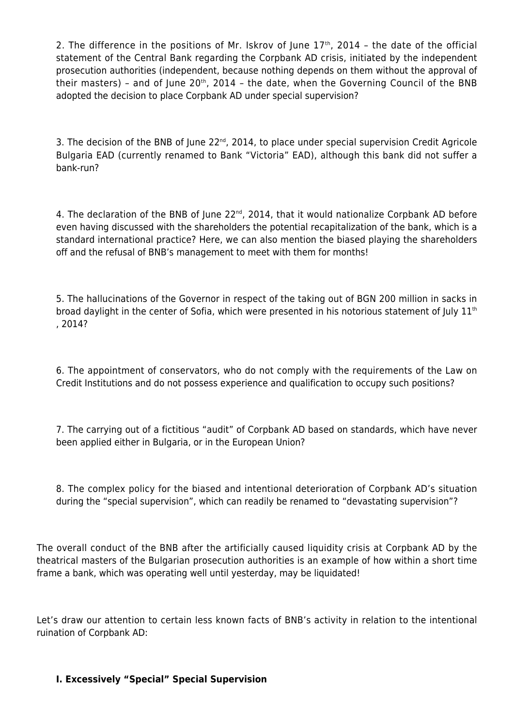2. The difference in the positions of Mr. Iskrov of June 17th, 2014 – the date of the official statement of the Central Bank regarding the Corpbank AD crisis, initiated by the independent prosecution authorities (independent, because nothing depends on them without the approval of their masters) – and of June 20th, 2014 – the date, when the Governing Council of the BNB adopted the decision to place Corpbank AD under special supervision?

3. The decision of the BNB of June 22nd, 2014, to place under special supervision Credit Agricole Bulgaria EAD (currently renamed to Bank "Victoria" EAD), although this bank did not suffer a bank-run?

4. The declaration of the BNB of June 22nd, 2014, that it would nationalize Corpbank AD before even having discussed with the shareholders the potential recapitalization of the bank, which is a standard international practice? Here, we can also mention the biased playing the shareholders off and the refusal of BNB's management to meet with them for months!

5. The hallucinations of the Governor in respect of the taking out of BGN 200 million in sacks in broad daylight in the center of Sofia, which were presented in his notorious statement of July 11th, 2014?

6. The appointment of conservators, who do not comply with the requirements of the Law on Credit Institutions and do not possess experience and qualification to occupy such positions?

7. The carrying out of a fictitious "audit" of Corpbank AD based on standards, which have never been applied either in Bulgaria, or in the European Union?

8. The complex policy for the biased and intentional deterioration of Corpbank AD's situation during the "special supervision", which can readily be renamed to "devastating supervision"?

The overall conduct of the BNB after the artificially caused liquidity crisis at Corpbank AD by the theatrical masters of the Bulgarian prosecution authorities is an example of how within a short time frame a bank, which was operating well until yesterday, may be liquidated!

Let's draw our attention to certain less known facts of BNB's activity in relation to the intentional ruination of Corpbank AD:

**I. Excessively "Special" Special Supervision**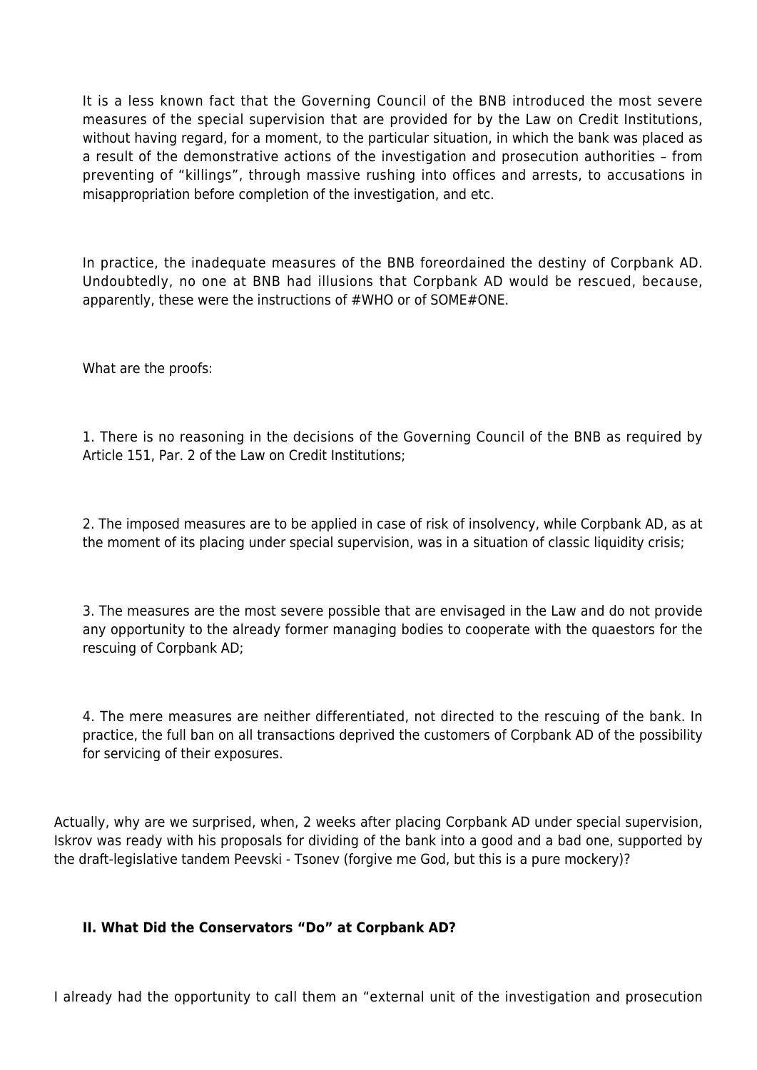It is a less known fact that the Governing Council of the BNB introduced the most severe measures of the special supervision that are provided for by the Law on Credit Institutions, without having regard, for a moment, to the particular situation, in which the bank was placed as a result of the demonstrative actions of the investigation and prosecution authorities – from preventing of "killings", through massive rushing into offices and arrests, to accusations in misappropriation before completion of the investigation, and etc.

In practice, the inadequate measures of the BNB foreordained the destiny of Corpbank AD. Undoubtedly, no one at BNB had illusions that Corpbank AD would be rescued, because, apparently, these were the instructions of #WHO or of SOME#ONE.

What are the proofs:

1. There is no reasoning in the decisions of the Governing Council of the BNB as required by Article 151, Par. 2 of the Law on Credit Institutions;

2. The imposed measures are to be applied in case of risk of insolvency, while Corpbank AD, as at the moment of its placing under special supervision, was in a situation of classic liquidity crisis;

3. The measures are the most severe possible that are envisaged in the Law and do not provide any opportunity to the already former managing bodies to cooperate with the quaestors for the rescuing of Corpbank AD;

4. The mere measures are neither differentiated, not directed to the rescuing of the bank. In practice, the full ban on all transactions deprived the customers of Corpbank AD of the possibility for servicing of their exposures.

Actually, why are we surprised, when, 2 weeks after placing Corpbank AD under special supervision, Iskrov was ready with his proposals for dividing of the bank into a good and a bad one, supported by the draft-legislative tandem Peevski - Tsonev (forgive me God, but this is a pure mockery)?

**II. What Did the Conservators "Do" at Corpbank AD?**

I already had the opportunity to call them an "external unit of the investigation and prosecution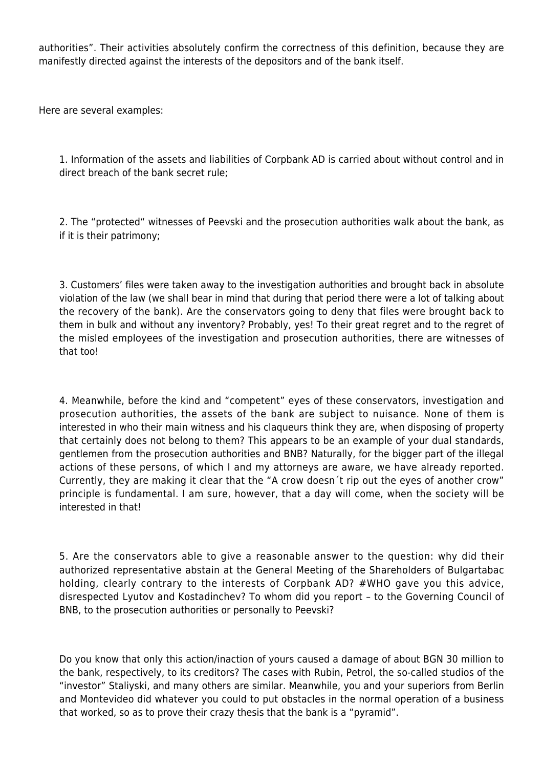authorities". Their activities absolutely confirm the correctness of this definition, because they are manifestly directed against the interests of the depositors and of the bank itself.

Here are several examples:

1. Information of the assets and liabilities of Corpbank AD is carried about without control and in direct breach of the bank secret rule;

2. The "protected" witnesses of Peevski and the prosecution authorities walk about the bank, as if it is their patrimony;

3. Customers' files were taken away to the investigation authorities and brought back in absolute violation of the law (we shall bear in mind that during that period there were a lot of talking about the recovery of the bank). Are the conservators going to deny that files were brought back to them in bulk and without any inventory? Probably, yes! To their great regret and to the regret of the misled employees of the investigation and prosecution authorities, there are witnesses of that too!

4. Meanwhile, before the kind and "competent" eyes of these conservators, investigation and prosecution authorities, the assets of the bank are subject to nuisance. None of them is interested in who their main witness and his claqueurs think they are, when disposing of property that certainly does not belong to them? This appears to be an example of your dual standards, gentlemen from the prosecution authorities and BNB? Naturally, for the bigger part of the illegal actions of these persons, of which I and my attorneys are aware, we have already reported. Currently, they are making it clear that the "A crow doesn´t rip out the eyes of another crow" principle is fundamental. I am sure, however, that a day will come, when the society will be interested in that!

5. Are the conservators able to give a reasonable answer to the question: why did their authorized representative abstain at the General Meeting of the Shareholders of Bulgartabac holding, clearly contrary to the interests of Corpbank AD? #WHO gave you this advice, disrespected Lyutov and Kostadinchev? To whom did you report – to the Governing Council of BNB, to the prosecution authorities or personally to Peevski?

   Do you know that only this action/inaction of yours caused a damage of about BGN 30 million to the bank, respectively, to its creditors? The cases with Rubin, Petrol, the so-called studios of the "investor" Staliyski, and many others are similar. Meanwhile, you and your superiors from Berlin and Montevideo did whatever you could to put obstacles in the normal operation of a business that worked, so as to prove their crazy thesis that the bank is a "pyramid".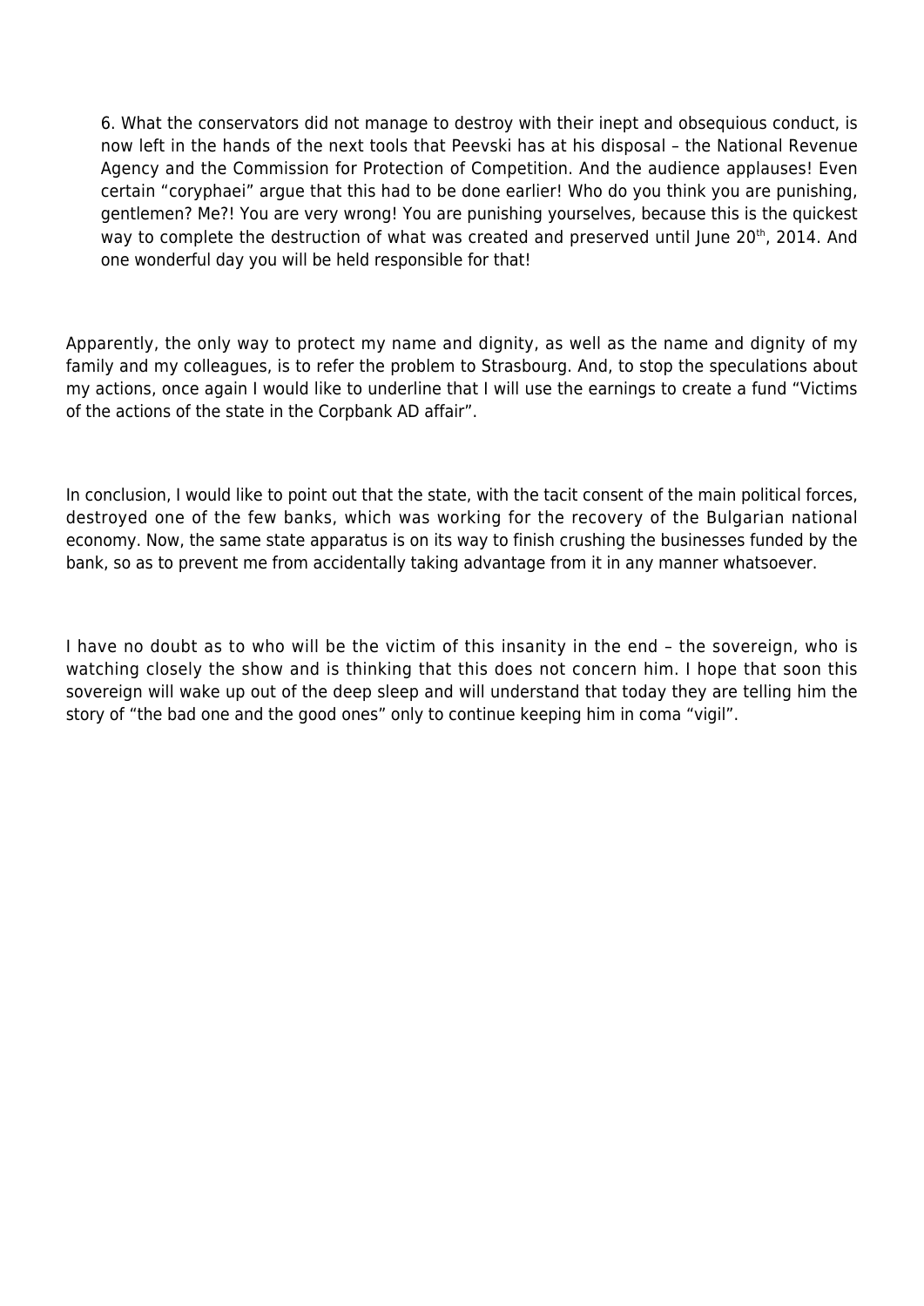6. What the conservators did not manage to destroy with their inept and obsequious conduct, is now left in the hands of the next tools that Peevski has at his disposal – the National Revenue Agency and the Commission for Protection of Competition. And the audience applauses! Even certain “coryphaei” argue that this had to be done earlier! Who do you think you are punishing, gentlemen? Me?! You are very wrong! You are punishing yourselves, because this is the quickest way to complete the destruction of what was created and preserved until June 20th, 2014. And one wonderful day you will be held responsible for that!

Apparently, the only way to protect my name and dignity, as well as the name and dignity of my family and my colleagues, is to refer the problem to Strasbourg. And, to stop the speculations about my actions, once again I would like to underline that I will use the earnings to create a fund “Victims of the actions of the state in the Corpbank AD affair”.

In conclusion, I would like to point out that the state, with the tacit consent of the main political forces, destroyed one of the few banks, which was working for the recovery of the Bulgarian national economy. Now, the same state apparatus is on its way to finish crushing the businesses funded by the bank, so as to prevent me from accidentally taking advantage from it in any manner whatsoever.

I have no doubt as to who will be the victim of this insanity in the end – the sovereign, who is watching closely the show and is thinking that this does not concern him. I hope that soon this sovereign will wake up out of the deep sleep and will understand that today they are telling him the story of “the bad one and the good ones” only to continue keeping him in coma “vigil”.